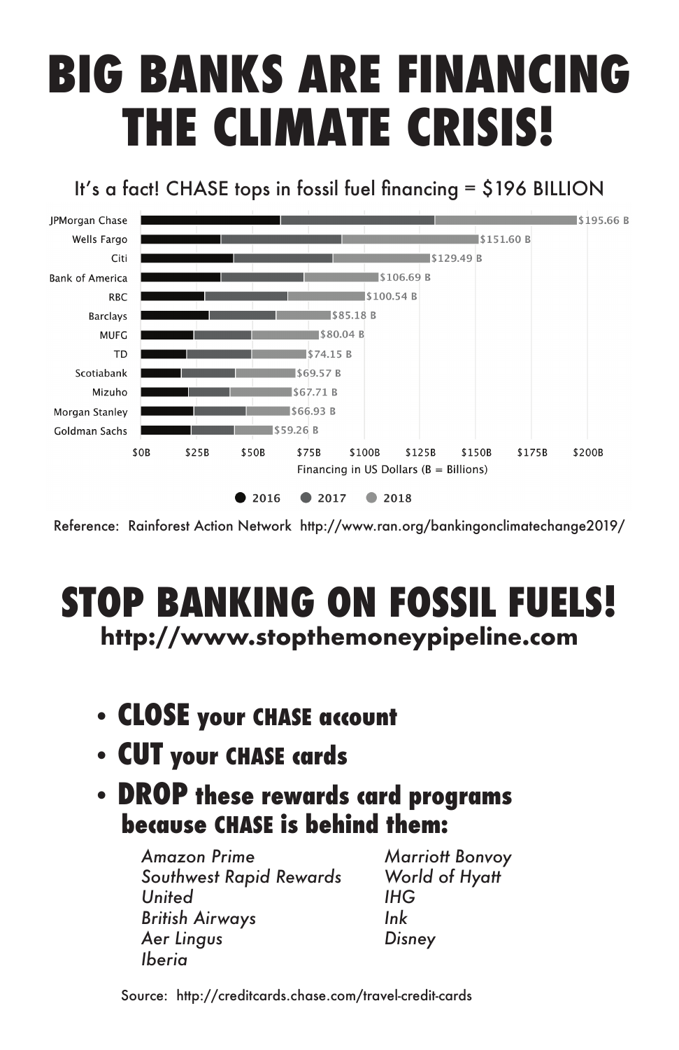# BIG BANKS ARE FINANCING THE CLIMATE CRISIS!

It's a fact! CHASE tops in fossil fuel financing = $196 BILLION

| Bank | Total Financing (2016–2018) |
|---|---|
| JPMorgan Chase | $195.66 B |
| Wells Fargo | $151.60 B |
| Citi | $129.49 B |
| Bank of America | $106.69 B |
| RBC | $100.54 B |
| Barclays | $85.18 B |
| MUFG | $80.04 B |
| TD | $74.15 B |
| Scotiabank | $69.57 B |
| Mizuho | $67.71 B |
| Morgan Stanley | $66.93 B |
| Goldman Sachs | $59.26 B |

Financing in US Dollars (B = Billions)

2016 · 2017 · 2018

Reference: Rainforest Action Network http://www.ran.org/bankingonclimatechange2019/

# STOP BANKING ON FOSSIL FUELS!

**http://www.stopthemoneypipeline.com**

- **CLOSE your CHASE account**
- **CUT your CHASE cards**
- **DROP these rewards card programs because CHASE is behind them:**

  *Amazon Prime*
  *Southwest Rapid Rewards*
  *United*
  *British Airways*
  *Aer Lingus*
  *Iberia*
  *Marriott Bonvoy*
  *World of Hyatt*
  *IHG*
  *Ink*
  *Disney*

Source: http://creditcards.chase.com/travel-credit-cards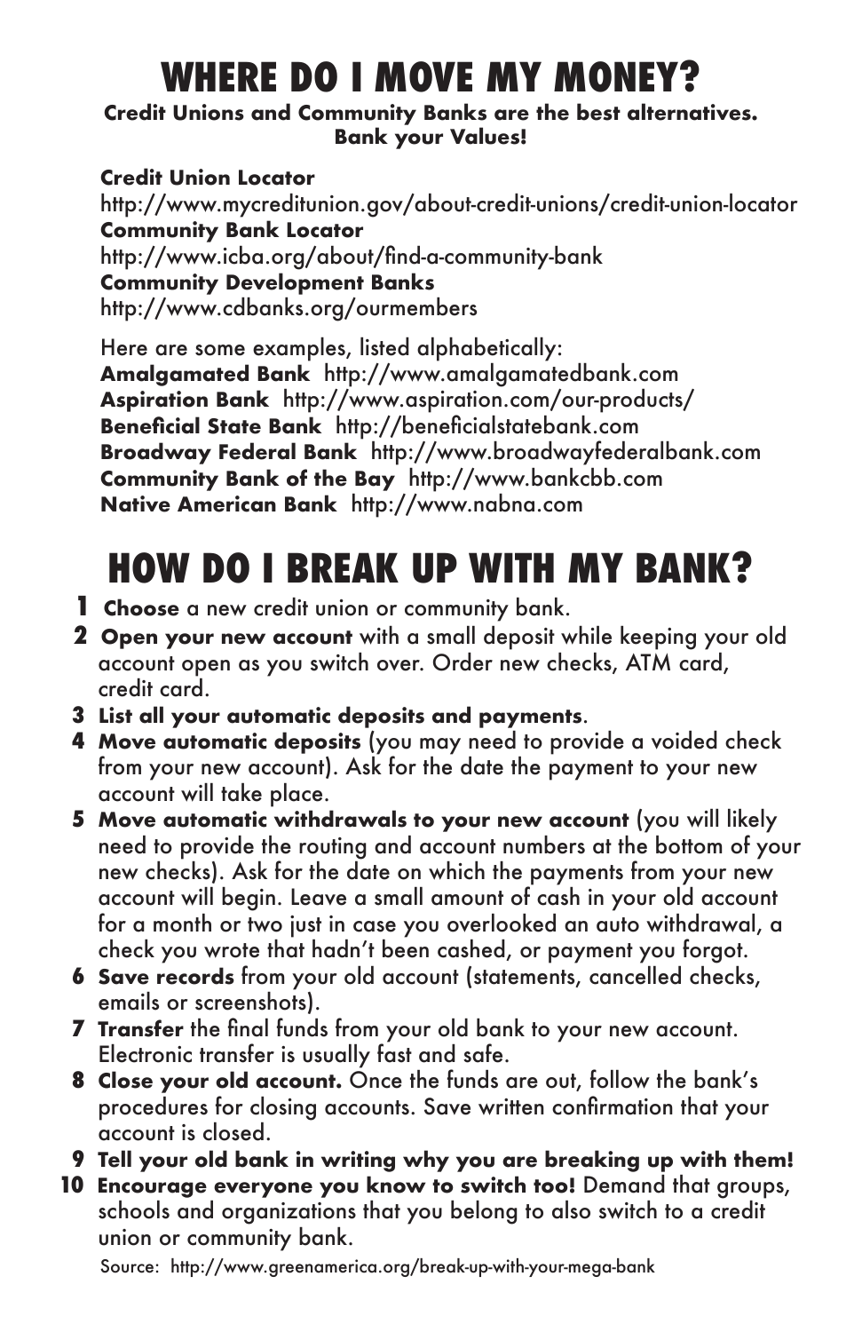# WHERE DO I MOVE MY MONEY?

**Credit Unions and Community Banks are the best alternatives. Bank your Values!**

**Credit Union Locator**
http://www.mycreditunion.gov/about-credit-unions/credit-union-locator
**Community Bank Locator**
http://www.icba.org/about/find-a-community-bank
**Community Development Banks**
http://www.cdbanks.org/ourmembers

Here are some examples, listed alphabetically:
**Amalgamated Bank** http://www.amalgamatedbank.com
**Aspiration Bank** http://www.aspiration.com/our-products/
**Beneficial State Bank** http://beneficialstatebank.com
**Broadway Federal Bank** http://www.broadwayfederalbank.com
**Community Bank of the Bay** http://www.bankcbb.com
**Native American Bank** http://www.nabna.com

# HOW DO I BREAK UP WITH MY BANK?

1. **Choose** a new credit union or community bank.
2. **Open your new account** with a small deposit while keeping your old account open as you switch over. Order new checks, ATM card, credit card.
3. **List all your automatic deposits and payments**.
4. **Move automatic deposits** (you may need to provide a voided check from your new account). Ask for the date the payment to your new account will take place.
5. **Move automatic withdrawals to your new account** (you will likely need to provide the routing and account numbers at the bottom of your new checks). Ask for the date on which the payments from your new account will begin. Leave a small amount of cash in your old account for a month or two just in case you overlooked an auto withdrawal, a check you wrote that hadn't been cashed, or payment you forgot.
6. **Save records** from your old account (statements, cancelled checks, emails or screenshots).
7. **Transfer** the final funds from your old bank to your new account. Electronic transfer is usually fast and safe.
8. **Close your old account.** Once the funds are out, follow the bank's procedures for closing accounts. Save written confirmation that your account is closed.
9. **Tell your old bank in writing why you are breaking up with them!**
10. **Encourage everyone you know to switch too!** Demand that groups, schools and organizations that you belong to also switch to a credit union or community bank.

Source: http://www.greenamerica.org/break-up-with-your-mega-bank